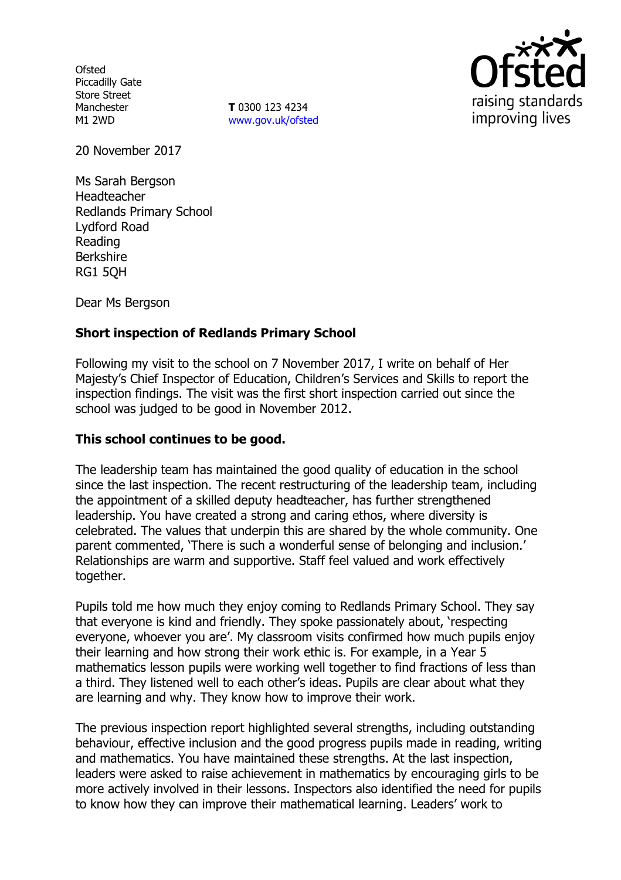Ofsted
Piccadilly Gate
Store Street
Manchester
M1 2WD

**T** 0300 123 4234
www.gov.uk/ofsted

raising standards
improving lives

20 November 2017

Ms Sarah Bergson
Headteacher
Redlands Primary School
Lydford Road
Reading
Berkshire
RG1 5QH

Dear Ms Bergson

**Short inspection of Redlands Primary School**

Following my visit to the school on 7 November 2017, I write on behalf of Her Majesty's Chief Inspector of Education, Children's Services and Skills to report the inspection findings. The visit was the first short inspection carried out since the school was judged to be good in November 2012.

**This school continues to be good.**

The leadership team has maintained the good quality of education in the school since the last inspection. The recent restructuring of the leadership team, including the appointment of a skilled deputy headteacher, has further strengthened leadership. You have created a strong and caring ethos, where diversity is celebrated. The values that underpin this are shared by the whole community. One parent commented, 'There is such a wonderful sense of belonging and inclusion.' Relationships are warm and supportive. Staff feel valued and work effectively together.

Pupils told me how much they enjoy coming to Redlands Primary School. They say that everyone is kind and friendly. They spoke passionately about, 'respecting everyone, whoever you are'. My classroom visits confirmed how much pupils enjoy their learning and how strong their work ethic is. For example, in a Year 5 mathematics lesson pupils were working well together to find fractions of less than a third. They listened well to each other's ideas. Pupils are clear about what they are learning and why. They know how to improve their work.

The previous inspection report highlighted several strengths, including outstanding behaviour, effective inclusion and the good progress pupils made in reading, writing and mathematics. You have maintained these strengths. At the last inspection, leaders were asked to raise achievement in mathematics by encouraging girls to be more actively involved in their lessons. Inspectors also identified the need for pupils to know how they can improve their mathematical learning. Leaders' work to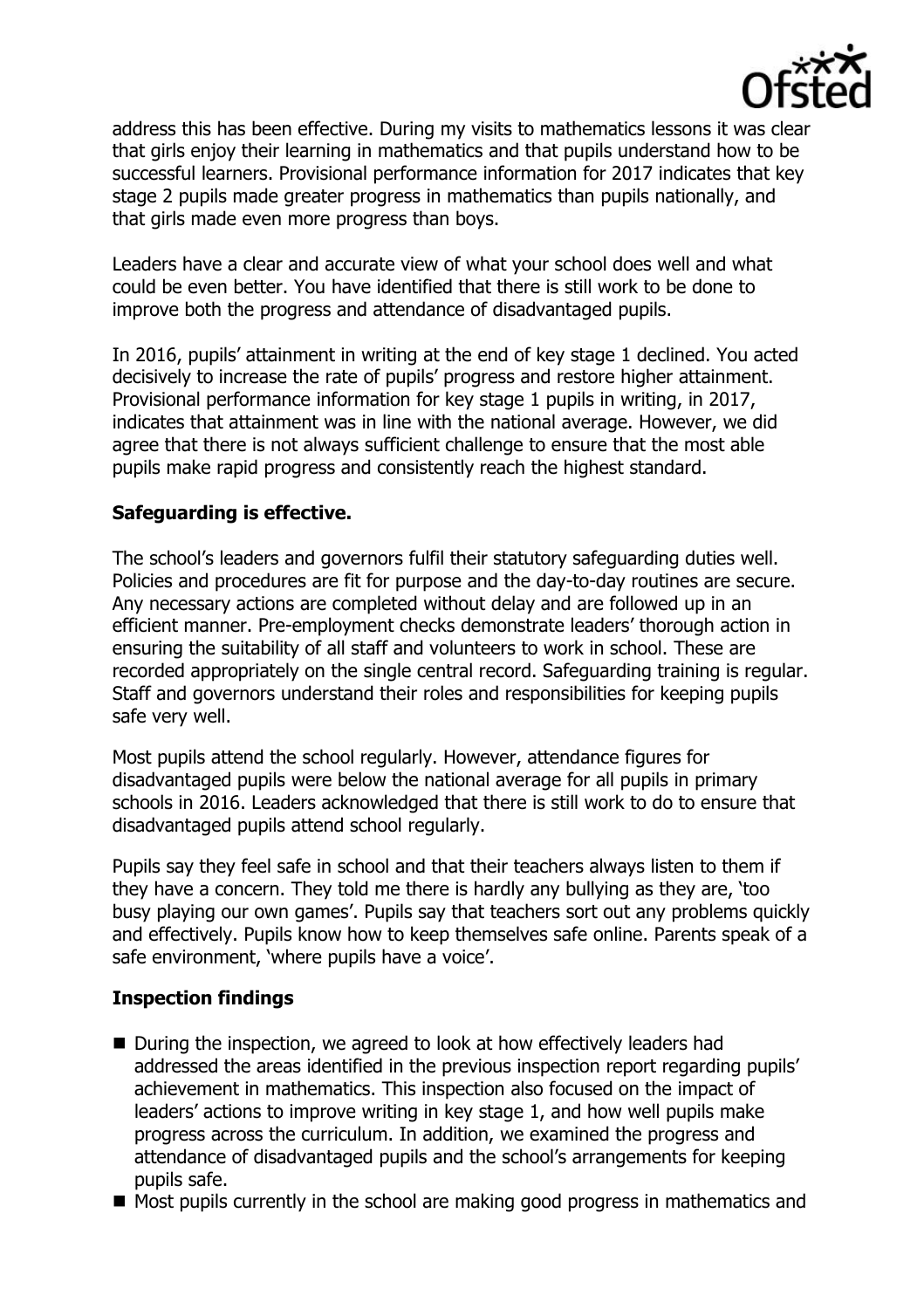address this has been effective. During my visits to mathematics lessons it was clear that girls enjoy their learning in mathematics and that pupils understand how to be successful learners. Provisional performance information for 2017 indicates that key stage 2 pupils made greater progress in mathematics than pupils nationally, and that girls made even more progress than boys.

Leaders have a clear and accurate view of what your school does well and what could be even better. You have identified that there is still work to be done to improve both the progress and attendance of disadvantaged pupils.

In 2016, pupils' attainment in writing at the end of key stage 1 declined. You acted decisively to increase the rate of pupils' progress and restore higher attainment. Provisional performance information for key stage 1 pupils in writing, in 2017, indicates that attainment was in line with the national average. However, we did agree that there is not always sufficient challenge to ensure that the most able pupils make rapid progress and consistently reach the highest standard.

**Safeguarding is effective.**

The school's leaders and governors fulfil their statutory safeguarding duties well. Policies and procedures are fit for purpose and the day-to-day routines are secure. Any necessary actions are completed without delay and are followed up in an efficient manner. Pre-employment checks demonstrate leaders' thorough action in ensuring the suitability of all staff and volunteers to work in school. These are recorded appropriately on the single central record. Safeguarding training is regular. Staff and governors understand their roles and responsibilities for keeping pupils safe very well.

Most pupils attend the school regularly. However, attendance figures for disadvantaged pupils were below the national average for all pupils in primary schools in 2016. Leaders acknowledged that there is still work to do to ensure that disadvantaged pupils attend school regularly.

Pupils say they feel safe in school and that their teachers always listen to them if they have a concern. They told me there is hardly any bullying as they are, 'too busy playing our own games'. Pupils say that teachers sort out any problems quickly and effectively. Pupils know how to keep themselves safe online. Parents speak of a safe environment, 'where pupils have a voice'.

**Inspection findings**

- During the inspection, we agreed to look at how effectively leaders had addressed the areas identified in the previous inspection report regarding pupils' achievement in mathematics. This inspection also focused on the impact of leaders' actions to improve writing in key stage 1, and how well pupils make progress across the curriculum. In addition, we examined the progress and attendance of disadvantaged pupils and the school's arrangements for keeping pupils safe.
- Most pupils currently in the school are making good progress in mathematics and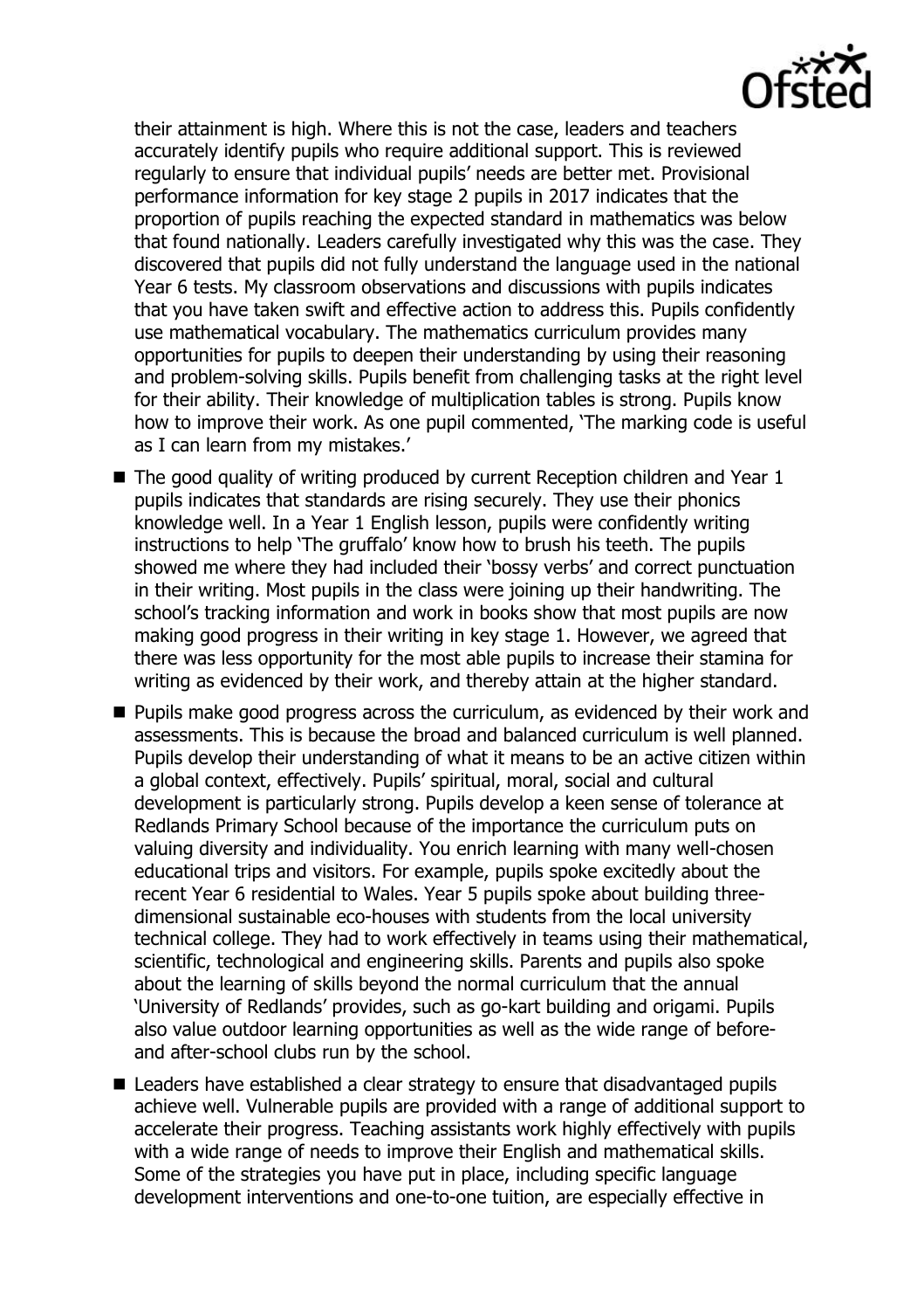their attainment is high. Where this is not the case, leaders and teachers accurately identify pupils who require additional support. This is reviewed regularly to ensure that individual pupils' needs are better met. Provisional performance information for key stage 2 pupils in 2017 indicates that the proportion of pupils reaching the expected standard in mathematics was below that found nationally. Leaders carefully investigated why this was the case. They discovered that pupils did not fully understand the language used in the national Year 6 tests. My classroom observations and discussions with pupils indicates that you have taken swift and effective action to address this. Pupils confidently use mathematical vocabulary. The mathematics curriculum provides many opportunities for pupils to deepen their understanding by using their reasoning and problem-solving skills. Pupils benefit from challenging tasks at the right level for their ability. Their knowledge of multiplication tables is strong. Pupils know how to improve their work. As one pupil commented, 'The marking code is useful as I can learn from my mistakes.'

- The good quality of writing produced by current Reception children and Year 1 pupils indicates that standards are rising securely. They use their phonics knowledge well. In a Year 1 English lesson, pupils were confidently writing instructions to help 'The gruffalo' know how to brush his teeth. The pupils showed me where they had included their 'bossy verbs' and correct punctuation in their writing. Most pupils in the class were joining up their handwriting. The school's tracking information and work in books show that most pupils are now making good progress in their writing in key stage 1. However, we agreed that there was less opportunity for the most able pupils to increase their stamina for writing as evidenced by their work, and thereby attain at the higher standard.
- Pupils make good progress across the curriculum, as evidenced by their work and assessments. This is because the broad and balanced curriculum is well planned. Pupils develop their understanding of what it means to be an active citizen within a global context, effectively. Pupils' spiritual, moral, social and cultural development is particularly strong. Pupils develop a keen sense of tolerance at Redlands Primary School because of the importance the curriculum puts on valuing diversity and individuality. You enrich learning with many well-chosen educational trips and visitors. For example, pupils spoke excitedly about the recent Year 6 residential to Wales. Year 5 pupils spoke about building three-dimensional sustainable eco-houses with students from the local university technical college. They had to work effectively in teams using their mathematical, scientific, technological and engineering skills. Parents and pupils also spoke about the learning of skills beyond the normal curriculum that the annual 'University of Redlands' provides, such as go-kart building and origami. Pupils also value outdoor learning opportunities as well as the wide range of before- and after-school clubs run by the school.
- Leaders have established a clear strategy to ensure that disadvantaged pupils achieve well. Vulnerable pupils are provided with a range of additional support to accelerate their progress. Teaching assistants work highly effectively with pupils with a wide range of needs to improve their English and mathematical skills. Some of the strategies you have put in place, including specific language development interventions and one-to-one tuition, are especially effective in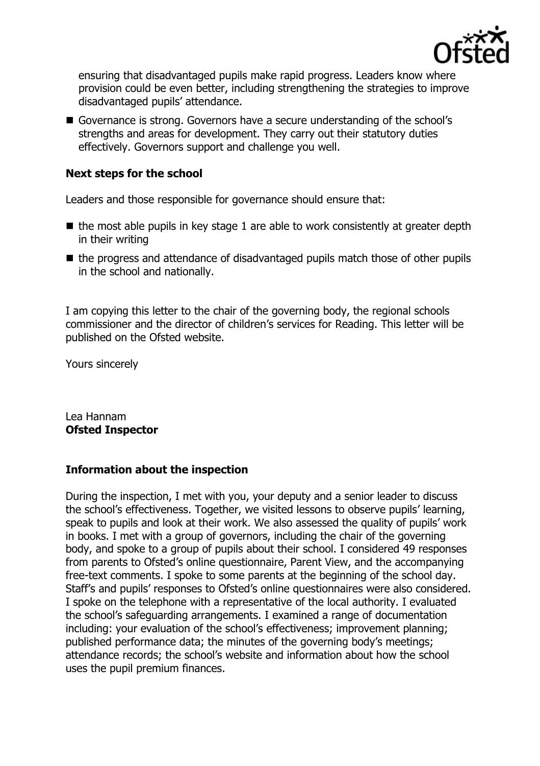ensuring that disadvantaged pupils make rapid progress. Leaders know where provision could be even better, including strengthening the strategies to improve disadvantaged pupils' attendance.

- Governance is strong. Governors have a secure understanding of the school's strengths and areas for development. They carry out their statutory duties effectively. Governors support and challenge you well.

### Next steps for the school

Leaders and those responsible for governance should ensure that:

- the most able pupils in key stage 1 are able to work consistently at greater depth in their writing
- the progress and attendance of disadvantaged pupils match those of other pupils in the school and nationally.

I am copying this letter to the chair of the governing body, the regional schools commissioner and the director of children's services for Reading. This letter will be published on the Ofsted website.

Yours sincerely

Lea Hannam
**Ofsted Inspector**

### Information about the inspection

During the inspection, I met with you, your deputy and a senior leader to discuss the school's effectiveness. Together, we visited lessons to observe pupils' learning, speak to pupils and look at their work. We also assessed the quality of pupils' work in books. I met with a group of governors, including the chair of the governing body, and spoke to a group of pupils about their school. I considered 49 responses from parents to Ofsted's online questionnaire, Parent View, and the accompanying free-text comments. I spoke to some parents at the beginning of the school day. Staff's and pupils' responses to Ofsted's online questionnaires were also considered. I spoke on the telephone with a representative of the local authority. I evaluated the school's safeguarding arrangements. I examined a range of documentation including: your evaluation of the school's effectiveness; improvement planning; published performance data; the minutes of the governing body's meetings; attendance records; the school's website and information about how the school uses the pupil premium finances.